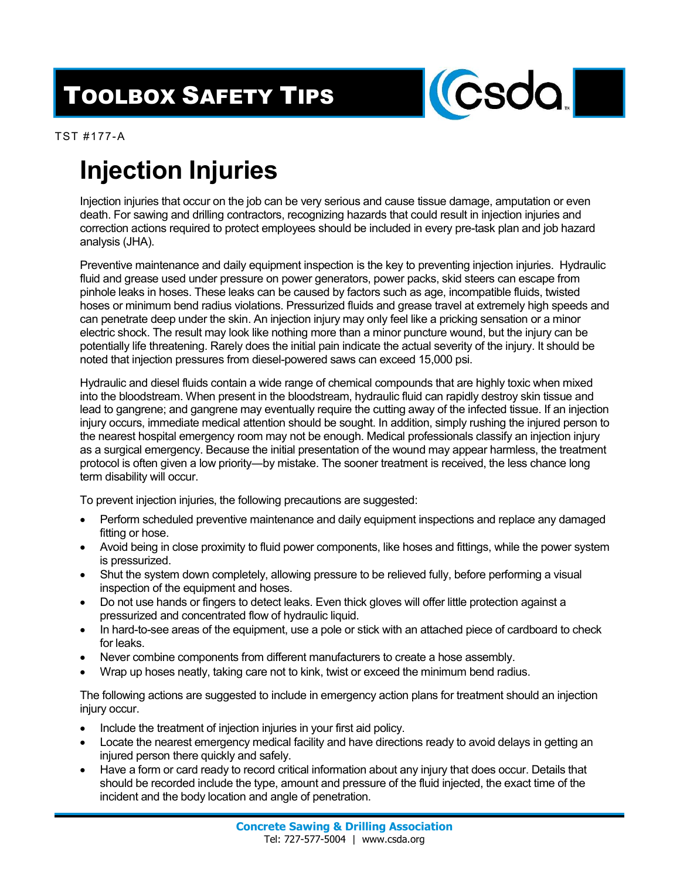# Toolbox Safety Tips

TST #177-A

# Injection Injuries

Injection injuries that occur on the job can be very serious and cause tissue damage, amputation or even death. For sawing and drilling contractors, recognizing hazards that could result in injection injuries and correction actions required to protect employees should be included in every pre-task plan and job hazard analysis (JHA).

Preventive maintenance and daily equipment inspection is the key to preventing injection injuries. Hydraulic fluid and grease used under pressure on power generators, power packs, skid steers can escape from pinhole leaks in hoses. These leaks can be caused by factors such as age, incompatible fluids, twisted hoses or minimum bend radius violations. Pressurized fluids and grease travel at extremely high speeds and can penetrate deep under the skin. An injection injury may only feel like a pricking sensation or a minor electric shock. The result may look like nothing more than a minor puncture wound, but the injury can be potentially life threatening. Rarely does the initial pain indicate the actual severity of the injury. It should be noted that injection pressures from diesel-powered saws can exceed 15,000 psi.

Hydraulic and diesel fluids contain a wide range of chemical compounds that are highly toxic when mixed into the bloodstream. When present in the bloodstream, hydraulic fluid can rapidly destroy skin tissue and lead to gangrene; and gangrene may eventually require the cutting away of the infected tissue. If an injection injury occurs, immediate medical attention should be sought. In addition, simply rushing the injured person to the nearest hospital emergency room may not be enough. Medical professionals classify an injection injury as a surgical emergency. Because the initial presentation of the wound may appear harmless, the treatment protocol is often given a low priority—by mistake. The sooner treatment is received, the less chance long term disability will occur.

To prevent injection injuries, the following precautions are suggested:

- Perform scheduled preventive maintenance and daily equipment inspections and replace any damaged fitting or hose.
- Avoid being in close proximity to fluid power components, like hoses and fittings, while the power system is pressurized.
- Shut the system down completely, allowing pressure to be relieved fully, before performing a visual inspection of the equipment and hoses.
- Do not use hands or fingers to detect leaks. Even thick gloves will offer little protection against a pressurized and concentrated flow of hydraulic liquid.
- In hard-to-see areas of the equipment, use a pole or stick with an attached piece of cardboard to check for leaks.
- Never combine components from different manufacturers to create a hose assembly.
- Wrap up hoses neatly, taking care not to kink, twist or exceed the minimum bend radius.

The following actions are suggested to include in emergency action plans for treatment should an injection injury occur.

- Include the treatment of injection injuries in your first aid policy.
- Locate the nearest emergency medical facility and have directions ready to avoid delays in getting an injured person there quickly and safely.
- Have a form or card ready to record critical information about any injury that does occur. Details that should be recorded include the type, amount and pressure of the fluid injected, the exact time of the incident and the body location and angle of penetration.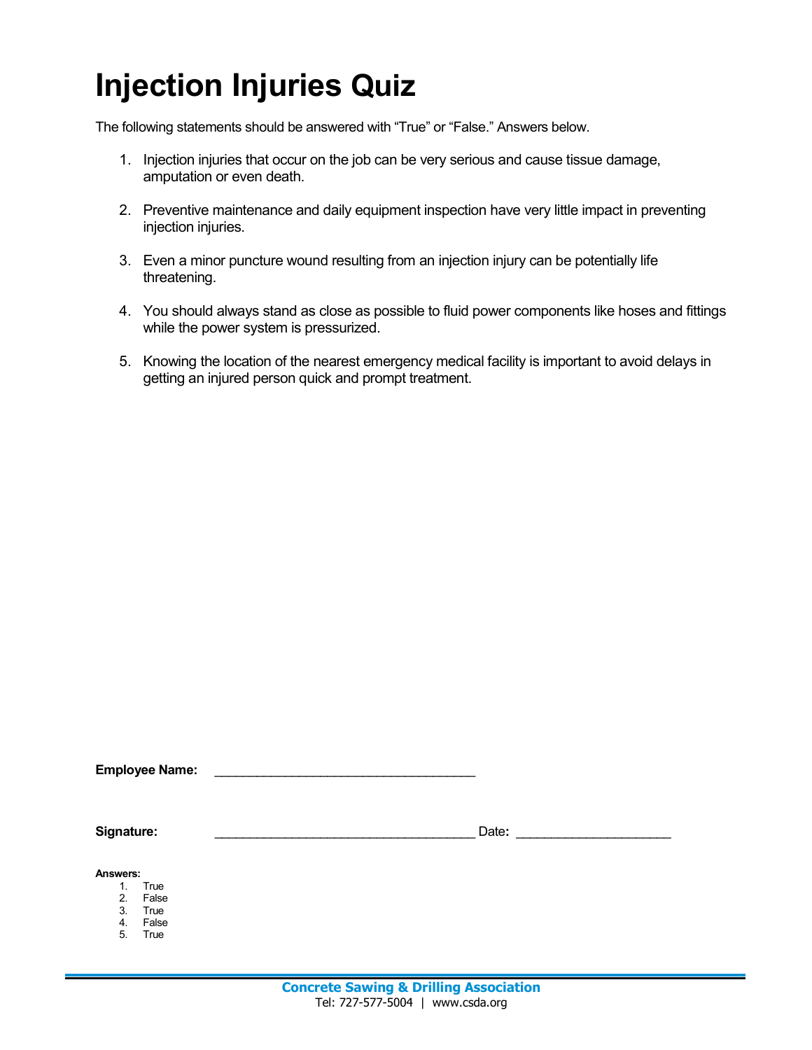# Injection Injuries Quiz

The following statements should be answered with “True” or “False.” Answers below.

1. Injection injuries that occur on the job can be very serious and cause tissue damage, amputation or even death.

2. Preventive maintenance and daily equipment inspection have very little impact in preventing injection injuries.

3. Even a minor puncture wound resulting from an injection injury can be potentially life threatening.

4. You should always stand as close as possible to fluid power components like hoses and fittings while the power system is pressurized.

5. Knowing the location of the nearest emergency medical facility is important to avoid delays in getting an injured person quick and prompt treatment.

**Employee Name:** ____________________________________

**Signature:** ____________________________________ Date**:** _____________________

**Answers:**

1. True
2. False
3. True
4. False
5. True

**Concrete Sawing & Drilling Association**
Tel: 727-577-5004 | www.csda.org